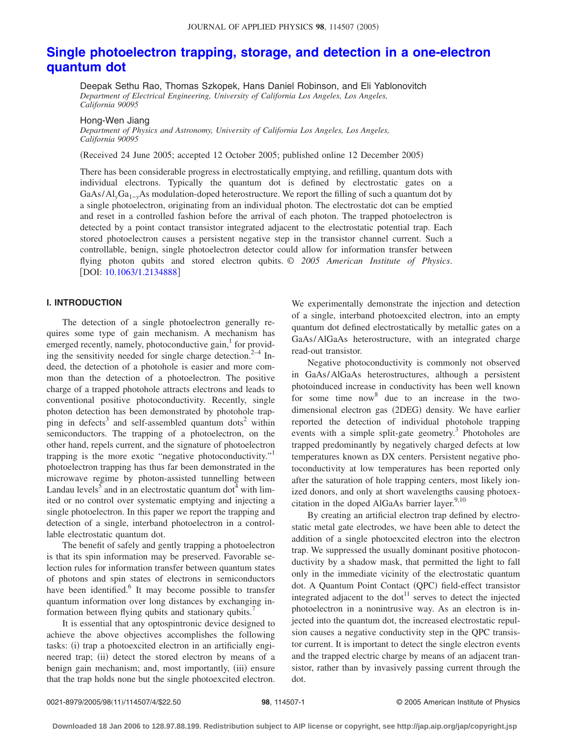# Single photoelectron trapping, storage, and detection in a one-electron quantum dot

Deepak Sethu Rao, Thomas Szkopek, Hans Daniel Robinson, and Eli Yablonovitch
*Department of Electrical Engineering, University of California Los Angeles, Los Angeles, California 90095*

Hong-Wen Jiang
*Department of Physics and Astronomy, University of California Los Angeles, Los Angeles, California 90095*

(Received 24 June 2005; accepted 12 October 2005; published online 12 December 2005)

There has been considerable progress in electrostatically emptying, and refilling, quantum dots with individual electrons. Typically the quantum dot is defined by electrostatic gates on a GaAs/$Al_yGa_{1-y}$As modulation-doped heterostructure. We report the filling of such a quantum dot by a single photoelectron, originating from an individual photon. The electrostatic dot can be emptied and reset in a controlled fashion before the arrival of each photon. The trapped photoelectron is detected by a point contact transistor integrated adjacent to the electrostatic potential trap. Each stored photoelectron causes a persistent negative step in the transistor channel current. Such a controllable, benign, single photoelectron detector could allow for information transfer between flying photon qubits and stored electron qubits. © *2005 American Institute of Physics*. [DOI: 10.1063/1.2134888]

## I. INTRODUCTION

The detection of a single photoelectron generally requires some type of gain mechanism. A mechanism has emerged recently, namely, photoconductive gain,[1] for providing the sensitivity needed for single charge detection.[2–4] Indeed, the detection of a photohole is easier and more common than the detection of a photoelectron. The positive charge of a trapped photohole attracts electrons and leads to conventional positive photoconductivity. Recently, single photon detection has been demonstrated by photohole trapping in defects[3] and self-assembled quantum dots[2] within semiconductors. The trapping of a photoelectron, on the other hand, repels current, and the signature of photoelectron trapping is the more exotic "negative photoconductivity."[1] photoelectron trapping has thus far been demonstrated in the microwave regime by photon-assisted tunnelling between Landau levels[5] and in an electrostatic quantum dot[4] with limited or no control over systematic emptying and injecting a single photoelectron. In this paper we report the trapping and detection of a single, interband photoelectron in a controllable electrostatic quantum dot.

The benefit of safely and gently trapping a photoelectron is that its spin information may be preserved. Favorable selection rules for information transfer between quantum states of photons and spin states of electrons in semiconductors have been identified.[6] It may become possible to transfer quantum information over long distances by exchanging information between flying qubits and stationary qubits.[7]

It is essential that any optospintronic device designed to achieve the above objectives accomplishes the following tasks: (i) trap a photoexcited electron in an artificially engineered trap; (ii) detect the stored electron by means of a benign gain mechanism; and, most importantly, (iii) ensure that the trap holds none but the single photoexcited electron. We experimentally demonstrate the injection and detection of a single, interband photoexcited electron, into an empty quantum dot defined electrostatically by metallic gates on a GaAs/AlGaAs heterostructure, with an integrated charge read-out transistor.

Negative photoconductivity is commonly not observed in GaAs/AlGaAs heterostructures, although a persistent photoinduced increase in conductivity has been well known for some time now[8] due to an increase in the two-dimensional electron gas (2DEG) density. We have earlier reported the detection of individual photohole trapping events with a simple split-gate geometry.[3] Photoholes are trapped predominantly by negatively charged defects at low temperatures known as DX centers. Persistent negative photoconductivity at low temperatures has been reported only after the saturation of hole trapping centers, most likely ionized donors, and only at short wavelengths causing photoexcitation in the doped AlGaAs barrier layer.[9,10]

By creating an artificial electron trap defined by electrostatic metal gate electrodes, we have been able to detect the addition of a single photoexcited electron into the electron trap. We suppressed the usually dominant positive photoconductivity by a shadow mask, that permitted the light to fall only in the immediate vicinity of the electrostatic quantum dot. A Quantum Point Contact (QPC) field-effect transistor integrated adjacent to the dot[11] serves to detect the injected photoelectron in a nonintrusive way. As an electron is injected into the quantum dot, the increased electrostatic repulsion causes a negative conductivity step in the QPC transistor current. It is important to detect the single electron events and the trapped electric charge by means of an adjacent transistor, rather than by invasively passing current through the dot.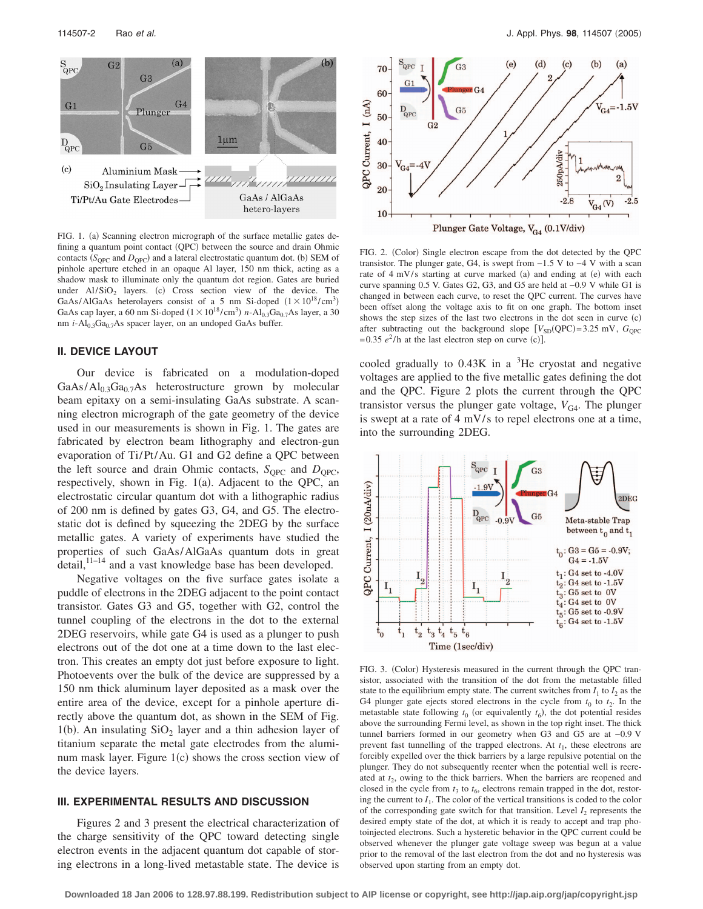FIG. 1. (a) Scanning electron micrograph of the surface metallic gates defining a quantum point contact (QPC) between the source and drain Ohmic contacts ($S_{QPC}$ and $D_{QPC}$) and a lateral electrostatic quantum dot. (b) SEM of pinhole aperture etched in an opaque Al layer, 150 nm thick, acting as a shadow mask to illuminate only the quantum dot region. Gates are buried under Al/$SiO_2$ layers. (c) Cross section view of the device. The GaAs/AlGaAs heterolayers consist of a 5 nm Si-doped ($1\times10^{18}/\text{cm}^3$) GaAs cap layer, a 60 nm Si-doped ($1\times10^{18}/\text{cm}^3$) $n$-$Al_{0.3}Ga_{0.7}As$ layer, a 30 nm $i$-$Al_{0.3}Ga_{0.7}As$ spacer layer, on an undoped GaAs buffer.

## II. DEVICE LAYOUT

Our device is fabricated on a modulation-doped GaAs/$Al_{0.3}Ga_{0.7}As$ heterostructure grown by molecular beam epitaxy on a semi-insulating GaAs substrate. A scanning electron micrograph of the gate geometry of the device used in our measurements is shown in Fig. 1. The gates are fabricated by electron beam lithography and electron-gun evaporation of Ti/Pt/Au. G1 and G2 define a QPC between the left source and drain Ohmic contacts, $S_{QPC}$ and $D_{QPC}$, respectively, shown in Fig. 1(a). Adjacent to the QPC, an electrostatic circular quantum dot with a lithographic radius of 200 nm is defined by gates G3, G4, and G5. The electrostatic dot is defined by squeezing the 2DEG by the surface metallic gates. A variety of experiments have studied the properties of such GaAs/AlGaAs quantum dots in great detail,[11–14] and a vast knowledge base has been developed.

Negative voltages on the five surface gates isolate a puddle of electrons in the 2DEG adjacent to the point contact transistor. Gates G3 and G5, together with G2, control the tunnel coupling of the electrons in the dot to the external 2DEG reservoirs, while gate G4 is used as a plunger to push electrons out of the dot one at a time down to the last electron. This creates an empty dot just before exposure to light. Photoevents over the bulk of the device are suppressed by a 150 nm thick aluminum layer deposited as a mask over the entire area of the device, except for a pinhole aperture directly above the quantum dot, as shown in the SEM of Fig. 1(b). An insulating $SiO_2$ layer and a thin adhesion layer of titanium separate the metal gate electrodes from the aluminum mask layer. Figure 1(c) shows the cross section view of the device layers.

## III. EXPERIMENTAL RESULTS AND DISCUSSION

Figures 2 and 3 present the electrical characterization of the charge sensitivity of the QPC toward detecting single electron events in the adjacent quantum dot capable of storing electrons in a long-lived metastable state. The device is cooled gradually to 0.43K in a $^3$He cryostat and negative voltages are applied to the five metallic gates defining the dot and the QPC. Figure 2 plots the current through the QPC transistor versus the plunger gate voltage, $V_{G4}$. The plunger is swept at a rate of 4 mV/s to repel electrons one at a time, into the surrounding 2DEG.

FIG. 2. (Color) Single electron escape from the dot detected by the QPC transistor. The plunger gate, G4, is swept from −1.5 V to −4 V with a scan rate of 4 mV/s starting at curve marked (a) and ending at (e) with each curve spanning 0.5 V. Gates G2, G3, and G5 are held at −0.9 V while G1 is changed in between each curve, to reset the QPC current. The curves have been offset along the voltage axis to fit on one graph. The bottom inset shows the step sizes of the last two electrons in the dot seen in curve (c) after subtracting out the background slope [$V_{SD}$(QPC)=3.25 mV, $G_{QPC}$ =0.35 $e^2/h$ at the last electron step on curve (c)].

FIG. 3. (Color) Hysteresis measured in the current through the QPC transistor, associated with the transition of the dot from the metastable filled state to the equilibrium empty state. The current switches from $I_1$ to $I_2$ as the G4 plunger gate ejects stored electrons in the cycle from $t_0$ to $t_2$. In the metastable state following $t_0$ (or equivalently $t_6$), the dot potential resides above the surrounding Fermi level, as shown in the top right inset. The thick tunnel barriers formed in our geometry when G3 and G5 are at −0.9 V prevent fast tunnelling of the trapped electrons. At $t_1$, these electrons are forcibly expelled over the thick barriers by a large repulsive potential on the plunger. They do not subsequently reenter when the potential well is recreated at $t_2$, owing to the thick barriers. When the barriers are reopened and closed in the cycle from $t_3$ to $t_6$, electrons remain trapped in the dot, restoring the current to $I_1$. The color of the vertical transitions is coded to the color of the corresponding gate switch for that transition. Level $I_2$ represents the desired empty state of the dot, at which it is ready to accept and trap photoinjected electrons. Such a hysteretic behavior in the QPC current could be observed whenever the plunger gate voltage sweep was begun at a value prior to the removal of the last electron from the dot and no hysteresis was observed upon starting from an empty dot.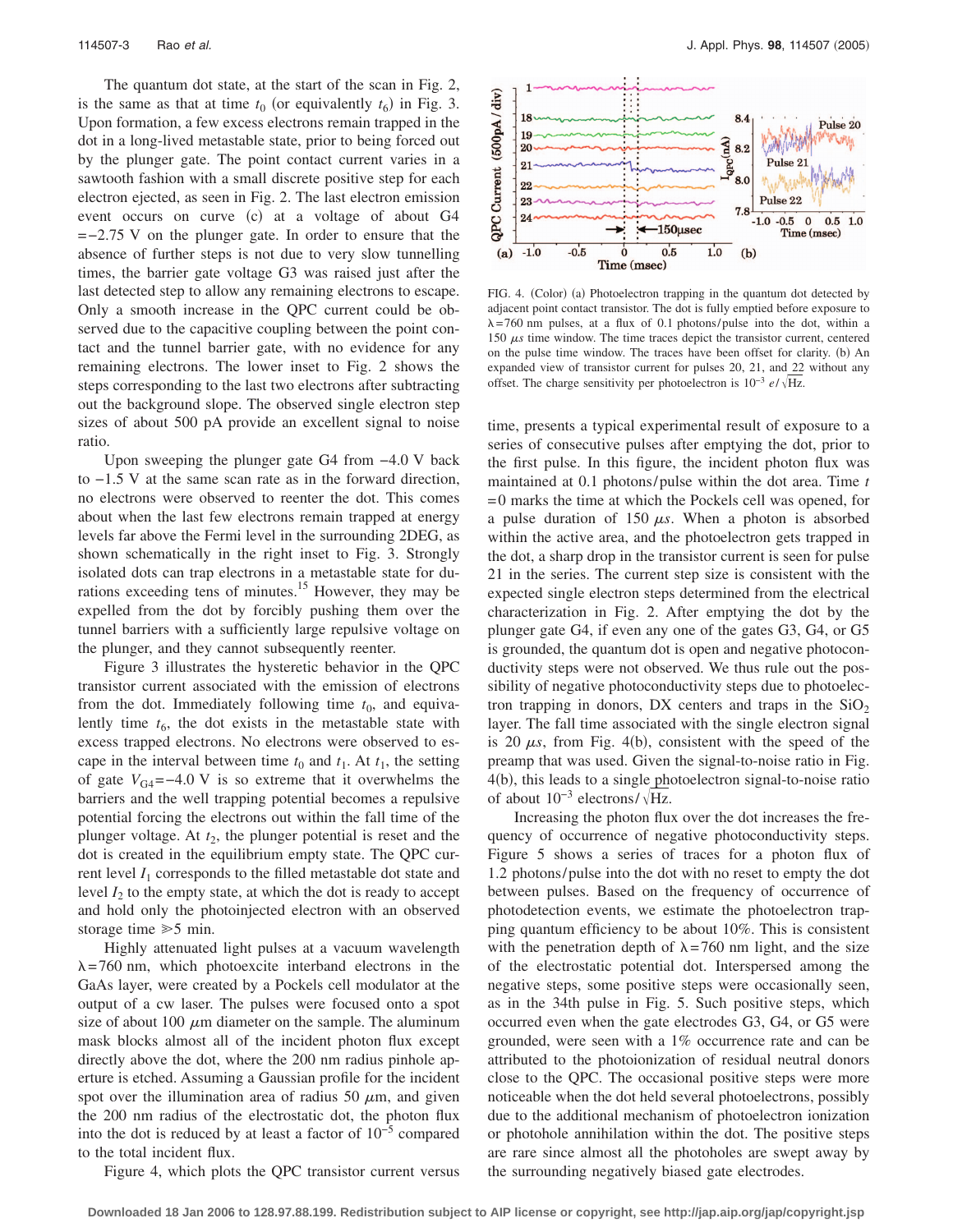The quantum dot state, at the start of the scan in Fig. 2, is the same as that at time $t_0$ (or equivalently $t_6$) in Fig. 3. Upon formation, a few excess electrons remain trapped in the dot in a long-lived metastable state, prior to being forced out by the plunger gate. The point contact current varies in a sawtooth fashion with a small discrete positive step for each electron ejected, as seen in Fig. 2. The last electron emission event occurs on curve (c) at a voltage of about G4 $=-2.75$ V on the plunger gate. In order to ensure that the absence of further steps is not due to very slow tunnelling times, the barrier gate voltage G3 was raised just after the last detected step to allow any remaining electrons to escape. Only a smooth increase in the QPC current could be observed due to the capacitive coupling between the point contact and the tunnel barrier gate, with no evidence for any remaining electrons. The lower inset to Fig. 2 shows the steps corresponding to the last two electrons after subtracting out the background slope. The observed single electron step sizes of about 500 pA provide an excellent signal to noise ratio.

Upon sweeping the plunger gate G4 from $-4.0$ V back to $-1.5$ V at the same scan rate as in the forward direction, no electrons were observed to reenter the dot. This comes about when the last few electrons remain trapped at energy levels far above the Fermi level in the surrounding 2DEG, as shown schematically in the right inset to Fig. 3. Strongly isolated dots can trap electrons in a metastable state for durations exceeding tens of minutes.[15] However, they may be expelled from the dot by forcibly pushing them over the tunnel barriers with a sufficiently large repulsive voltage on the plunger, and they cannot subsequently reenter.

Figure 3 illustrates the hysteretic behavior in the QPC transistor current associated with the emission of electrons from the dot. Immediately following time $t_0$, and equivalently time $t_6$, the dot exists in the metastable state with excess trapped electrons. No electrons were observed to escape in the interval between $t_0$ and $t_1$. At $t_1$, the setting of gate $V_{G4}=-4.0$ V is so extreme that it overwhelms the barriers and the well trapping potential becomes a repulsive potential forcing the electrons out within the fall time of the plunger voltage. At $t_2$, the plunger potential is reset and the dot is created in the equilibrium empty state. The QPC current level $I_1$ corresponds to the filled metastable dot state and level $I_2$ to the empty state, at which the dot is ready to accept and hold only the photoinjected electron with an observed storage time $\gg 5$ min.

Highly attenuated light pulses at a vacuum wavelength $\lambda=760$ nm, which photoexcite interband electrons in the GaAs layer, were created by a Pockels cell modulator at the output of a cw laser. The pulses were focused onto a spot size of about 100 $\mu$m diameter on the sample. The aluminum mask blocks almost all of the incident photon flux except directly above the dot, where the 200 nm radius pinhole aperture is etched. Assuming a Gaussian profile for the incident spot over the illumination area of radius 50 $\mu$m, and given the 200 nm radius of the electrostatic dot, the photon flux into the dot is reduced by at least a factor of $10^{-5}$ compared to the total incident flux.

Figure 4, which plots the QPC transistor current versus time, presents a typical experimental result of exposure to a series of consecutive pulses after emptying the dot, prior to the first pulse. In this figure, the incident photon flux was maintained at 0.1 photons/pulse within the dot area. Time $t=0$ marks the time at which the Pockels cell was opened, for a pulse duration of 150 $\mu s$. When a photon is absorbed within the active area, and the photoelectron gets trapped in the dot, a sharp drop in the transistor current is seen for pulse 21 in the series. The current step size is consistent with the expected single electron steps determined from the electrical characterization in Fig. 2. After emptying the dot by the plunger gate G4, if even any one of the gates G3, G4, or G5 is grounded, the quantum dot is open and negative photoconductivity steps were not observed. We thus rule out the possibility of negative photoconductivity steps due to photoelectron trapping in donors, DX centers and traps in the $SiO_2$ layer. The fall time associated with the single electron signal is 20 $\mu s$, from Fig. 4(b), consistent with the speed of the preamp that was used. Given the signal-to-noise ratio in Fig. 4(b), this leads to a single photoelectron signal-to-noise ratio of about $10^{-3}$ electrons/$\sqrt{\text{Hz}}$.

FIG. 4. (Color) (a) Photoelectron trapping in the quantum dot detected by adjacent point contact transistor. The dot is fully emptied before exposure to $\lambda=760$ nm pulses, at a flux of 0.1 photons/pulse into the dot, within a 150 $\mu s$ time window. The time traces depict the transistor current, centered on the pulse time window. The traces have been offset for clarity. (b) An expanded view of transistor current for pulses 20, 21, and 22 without any offset. The charge sensitivity per photoelectron is $10^{-3}$ $e/\sqrt{\text{Hz}}$.

Increasing the photon flux over the dot increases the frequency of occurrence of negative photoconductivity steps. Figure 5 shows a series of traces for a photon flux of 1.2 photons/pulse into the dot with no reset to empty the dot between pulses. Based on the frequency of occurrence of photodetection events, we estimate the photoelectron trapping quantum efficiency to be about 10%. This is consistent with the penetration depth of $\lambda=760$ nm light, and the size of the electrostatic potential dot. Interspersed among the negative steps, some positive steps were occasionally seen, as in the 34th pulse in Fig. 5. Such positive steps, which occurred even when the gate electrodes G3, G4, or G5 were grounded, were seen with a 1% occurrence rate and can be attributed to the photoionization of residual neutral donors close to the QPC. The occasional positive steps were more noticeable when the dot held several photoelectrons, possibly due to the additional mechanism of photoelectron ionization or photohole annihilation within the dot. The positive steps are rare since almost all the photoholes are swept away by the surrounding negatively biased gate electrodes.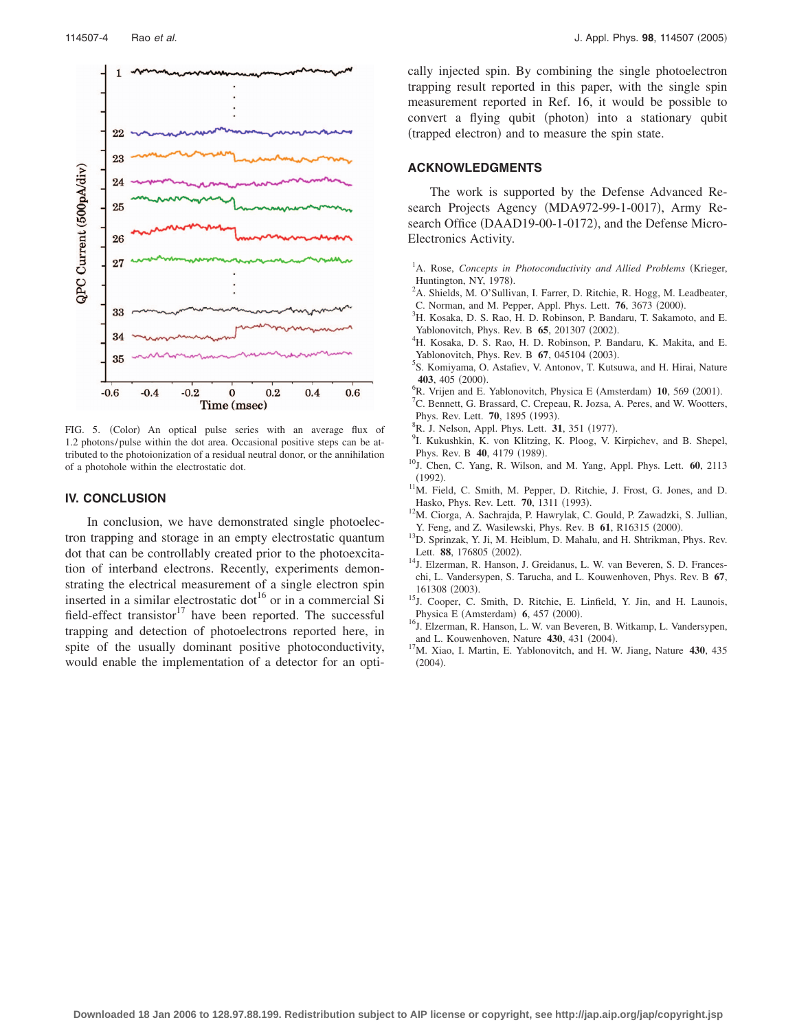1

⋮

22

23

24

25

26

27

⋮

33

34

35

QPC Current (500pA/div)

-0.6 -0.4 -0.2 0 0.2 0.4 0.6

Time (msec)

FIG. 5. (Color) An optical pulse series with an average flux of 1.2 photons/pulse within the dot area. Occasional positive steps can be attributed to the photoionization of a residual neutral donor, or the annihilation of a photohole within the electrostatic dot.

## IV. CONCLUSION

In conclusion, we have demonstrated single photoelectron trapping and storage in an empty electrostatic quantum dot that can be controllably created prior to the photoexcitation of interband electrons. Recently, experiments demonstrating the electrical measurement of a single electron spin inserted in a similar electrostatic dot[16] or in a commercial Si field-effect transistor[17] have been reported. The successful trapping and detection of photoelectrons reported here, in spite of the usually dominant positive photoconductivity, would enable the implementation of a detector for an optically injected spin. By combining the single photoelectron trapping result reported in this paper, with the single spin measurement reported in Ref. 16, it would be possible to convert a flying qubit (photon) into a stationary qubit (trapped electron) and to measure the spin state.

## ACKNOWLEDGMENTS

The work is supported by the Defense Advanced Research Projects Agency (MDA972-99-1-0017), Army Research Office (DAAD19-00-1-0172), and the Defense Micro-Electronics Activity.

[1] A. Rose, *Concepts in Photoconductivity and Allied Problems* (Krieger, Huntington, NY, 1978).
[2] A. Shields, M. O'Sullivan, I. Farrer, D. Ritchie, R. Hogg, M. Leadbeater, C. Norman, and M. Pepper, Appl. Phys. Lett. **76**, 3673 (2000).
[3] H. Kosaka, D. S. Rao, H. D. Robinson, P. Bandaru, T. Sakamoto, and E. Yablonovitch, Phys. Rev. B **65**, 201307 (2002).
[4] H. Kosaka, D. S. Rao, H. D. Robinson, P. Bandaru, K. Makita, and E. Yablonovitch, Phys. Rev. B **67**, 045104 (2003).
[5] S. Komiyama, O. Astafiev, V. Antonov, T. Kutsuwa, and H. Hirai, Nature **403**, 405 (2000).
[6] R. Vrijen and E. Yablonovitch, Physica E (Amsterdam) **10**, 569 (2001).
[7] C. Bennett, G. Brassard, C. Crepeau, R. Jozsa, A. Peres, and W. Wootters, Phys. Rev. Lett. **70**, 1895 (1993).
[8] R. J. Nelson, Appl. Phys. Lett. **31**, 351 (1977).
[9] I. Kukushkin, K. von Klitzing, K. Ploog, V. Kirpichev, and B. Shepel, Phys. Rev. B **40**, 4179 (1989).
[10] J. Chen, C. Yang, R. Wilson, and M. Yang, Appl. Phys. Lett. **60**, 2113 (1992).
[11] M. Field, C. Smith, M. Pepper, D. Ritchie, J. Frost, G. Jones, and D. Hasko, Phys. Rev. Lett. **70**, 1311 (1993).
[12] M. Ciorga, A. Sachrajda, P. Hawrylak, C. Gould, P. Zawadzki, S. Jullian, Y. Feng, and Z. Wasilewski, Phys. Rev. B **61**, R16315 (2000).
[13] D. Sprinzak, Y. Ji, M. Heiblum, D. Mahalu, and H. Shtrikman, Phys. Rev. Lett. **88**, 176805 (2002).
[14] J. Elzerman, R. Hanson, J. Greidanus, L. W. van Beveren, S. D. Franceschi, L. Vandersypen, S. Tarucha, and L. Kouwenhoven, Phys. Rev. B **67**, 161308 (2003).
[15] J. Cooper, C. Smith, D. Ritchie, E. Linfield, Y. Jin, and H. Launois, Physica E (Amsterdam) **6**, 457 (2000).
[16] J. Elzerman, R. Hanson, L. W. van Beveren, B. Witkamp, L. Vandersypen, and L. Kouwenhoven, Nature **430**, 431 (2004).
[17] M. Xiao, I. Martin, E. Yablonovitch, and H. W. Jiang, Nature **430**, 435 (2004).